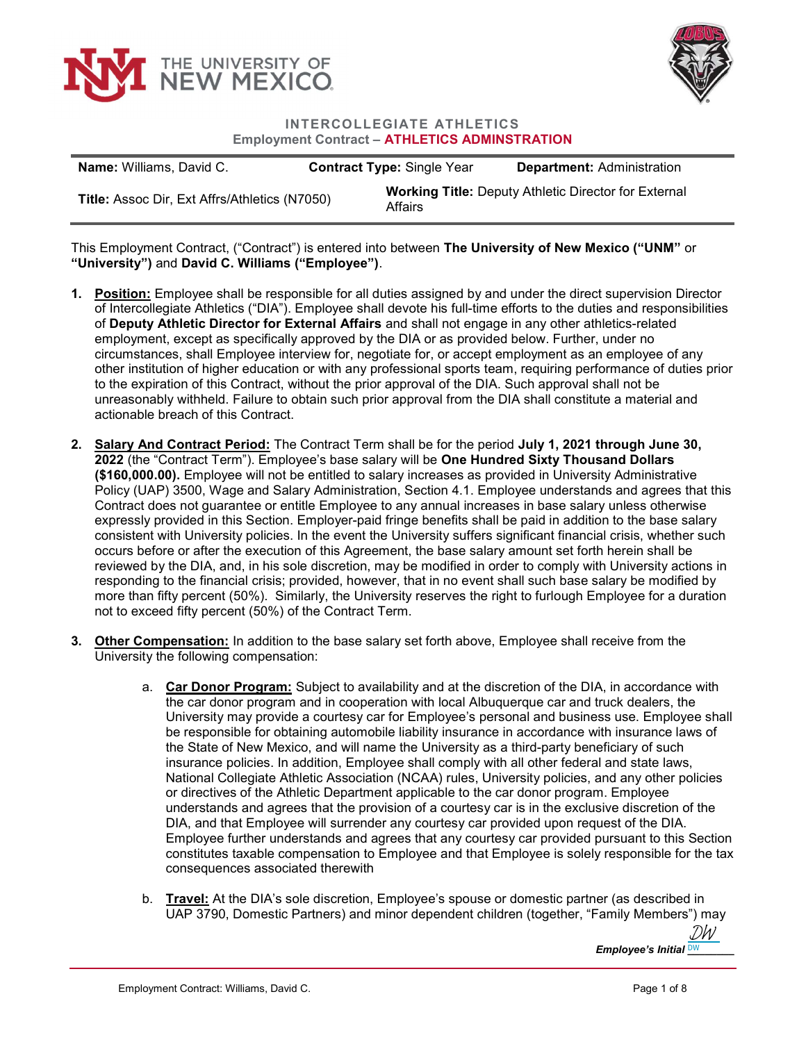THE UNIVERSITY OF NEW MEXICO

**INTERCOLLEGIATE ATHLETICS**
**Employment Contract – ATHLETICS ADMINSTRATION**

| **Name:** Williams, David C. | **Contract Type:** Single Year | **Department:** Administration |
|---|---|---|
| **Title:** Assoc Dir, Ext Affrs/Athletics (N7050) | **Working Title:** Deputy Athletic Director for External Affairs | |

This Employment Contract, ("Contract") is entered into between **The University of New Mexico ("UNM"** or **"University")** and **David C. Williams ("Employee")**.

1. **Position:** Employee shall be responsible for all duties assigned by and under the direct supervision Director of Intercollegiate Athletics ("DIA"). Employee shall devote his full-time efforts to the duties and responsibilities of **Deputy Athletic Director for External Affairs** and shall not engage in any other athletics-related employment, except as specifically approved by the DIA or as provided below. Further, under no circumstances, shall Employee interview for, negotiate for, or accept employment as an employee of any other institution of higher education or with any professional sports team, requiring performance of duties prior to the expiration of this Contract, without the prior approval of the DIA. Such approval shall not be unreasonably withheld. Failure to obtain such prior approval from the DIA shall constitute a material and actionable breach of this Contract.

2. **Salary And Contract Period:** The Contract Term shall be for the period **July 1, 2021 through June 30, 2022** (the "Contract Term"). Employee's base salary will be **One Hundred Sixty Thousand Dollars ($160,000.00).** Employee will not be entitled to salary increases as provided in University Administrative Policy (UAP) 3500, Wage and Salary Administration, Section 4.1. Employee understands and agrees that this Contract does not guarantee or entitle Employee to any annual increases in base salary unless otherwise expressly provided in this Section. Employer-paid fringe benefits shall be paid in addition to the base salary consistent with University policies. In the event the University suffers significant financial crisis, whether such occurs before or after the execution of this Agreement, the base salary amount set forth herein shall be reviewed by the DIA, and, in his sole discretion, may be modified in order to comply with University actions in responding to the financial crisis; provided, however, that in no event shall such base salary be modified by more than fifty percent (50%). Similarly, the University reserves the right to furlough Employee for a duration not to exceed fifty percent (50%) of the Contract Term.

3. **Other Compensation:** In addition to the base salary set forth above, Employee shall receive from the University the following compensation:

   a. **Car Donor Program:** Subject to availability and at the discretion of the DIA, in accordance with the car donor program and in cooperation with local Albuquerque car and truck dealers, the University may provide a courtesy car for Employee's personal and business use. Employee shall be responsible for obtaining automobile liability insurance in accordance with insurance laws of the State of New Mexico, and will name the University as a third-party beneficiary of such insurance policies. In addition, Employee shall comply with all other federal and state laws, National Collegiate Athletic Association (NCAA) rules, University policies, and any other policies or directives of the Athletic Department applicable to the car donor program. Employee understands and agrees that the provision of a courtesy car is in the exclusive discretion of the DIA, and that Employee will surrender any courtesy car provided upon request of the DIA. Employee further understands and agrees that any courtesy car provided pursuant to this Section constitutes taxable compensation to Employee and that Employee is solely responsible for the tax consequences associated therewith

   b. **Travel:** At the DIA's sole discretion, Employee's spouse or domestic partner (as described in UAP 3790, Domestic Partners) and minor dependent children (together, "Family Members") may

*Employee's Initial* DW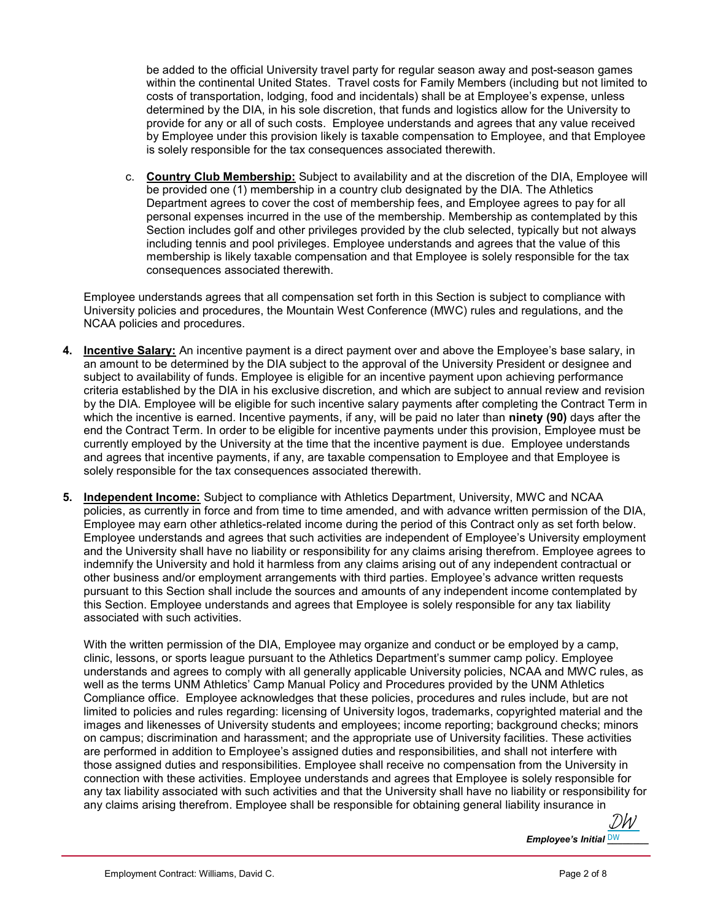be added to the official University travel party for regular season away and post-season games within the continental United States. Travel costs for Family Members (including but not limited to costs of transportation, lodging, food and incidentals) shall be at Employee's expense, unless determined by the DIA, in his sole discretion, that funds and logistics allow for the University to provide for any or all of such costs. Employee understands and agrees that any value received by Employee under this provision likely is taxable compensation to Employee, and that Employee is solely responsible for the tax consequences associated therewith.

c. **Country Club Membership:** Subject to availability and at the discretion of the DIA, Employee will be provided one (1) membership in a country club designated by the DIA. The Athletics Department agrees to cover the cost of membership fees, and Employee agrees to pay for all personal expenses incurred in the use of the membership. Membership as contemplated by this Section includes golf and other privileges provided by the club selected, typically but not always including tennis and pool privileges. Employee understands and agrees that the value of this membership is likely taxable compensation and that Employee is solely responsible for the tax consequences associated therewith.

Employee understands agrees that all compensation set forth in this Section is subject to compliance with University policies and procedures, the Mountain West Conference (MWC) rules and regulations, and the NCAA policies and procedures.

4. **Incentive Salary:** An incentive payment is a direct payment over and above the Employee's base salary, in an amount to be determined by the DIA subject to the approval of the University President or designee and subject to availability of funds. Employee is eligible for an incentive payment upon achieving performance criteria established by the DIA in his exclusive discretion, and which are subject to annual review and revision by the DIA. Employee will be eligible for such incentive salary payments after completing the Contract Term in which the incentive is earned. Incentive payments, if any, will be paid no later than **ninety (90)** days after the end the Contract Term. In order to be eligible for incentive payments under this provision, Employee must be currently employed by the University at the time that the incentive payment is due. Employee understands and agrees that incentive payments, if any, are taxable compensation to Employee and that Employee is solely responsible for the tax consequences associated therewith.

5. **Independent Income:** Subject to compliance with Athletics Department, University, MWC and NCAA policies, as currently in force and from time to time amended, and with advance written permission of the DIA, Employee may earn other athletics-related income during the period of this Contract only as set forth below. Employee understands and agrees that such activities are independent of Employee's University employment and the University shall have no liability or responsibility for any claims arising therefrom. Employee agrees to indemnify the University and hold it harmless from any claims arising out of any independent contractual or other business and/or employment arrangements with third parties. Employee's advance written requests pursuant to this Section shall include the sources and amounts of any independent income contemplated by this Section. Employee understands and agrees that Employee is solely responsible for any tax liability associated with such activities.

   With the written permission of the DIA, Employee may organize and conduct or be employed by a camp, clinic, lessons, or sports league pursuant to the Athletics Department's summer camp policy. Employee understands and agrees to comply with all generally applicable University policies, NCAA and MWC rules, as well as the terms UNM Athletics' Camp Manual Policy and Procedures provided by the UNM Athletics Compliance office. Employee acknowledges that these policies, procedures and rules include, but are not limited to policies and rules regarding: licensing of University logos, trademarks, copyrighted material and the images and likenesses of University students and employees; income reporting; background checks; minors on campus; discrimination and harassment; and the appropriate use of University facilities. These activities are performed in addition to Employee's assigned duties and responsibilities, and shall not interfere with those assigned duties and responsibilities. Employee shall receive no compensation from the University in connection with these activities. Employee understands and agrees that Employee is solely responsible for any tax liability associated with such activities and that the University shall have no liability or responsibility for any claims arising therefrom. Employee shall be responsible for obtaining general liability insurance in

*Employee's Initial* DW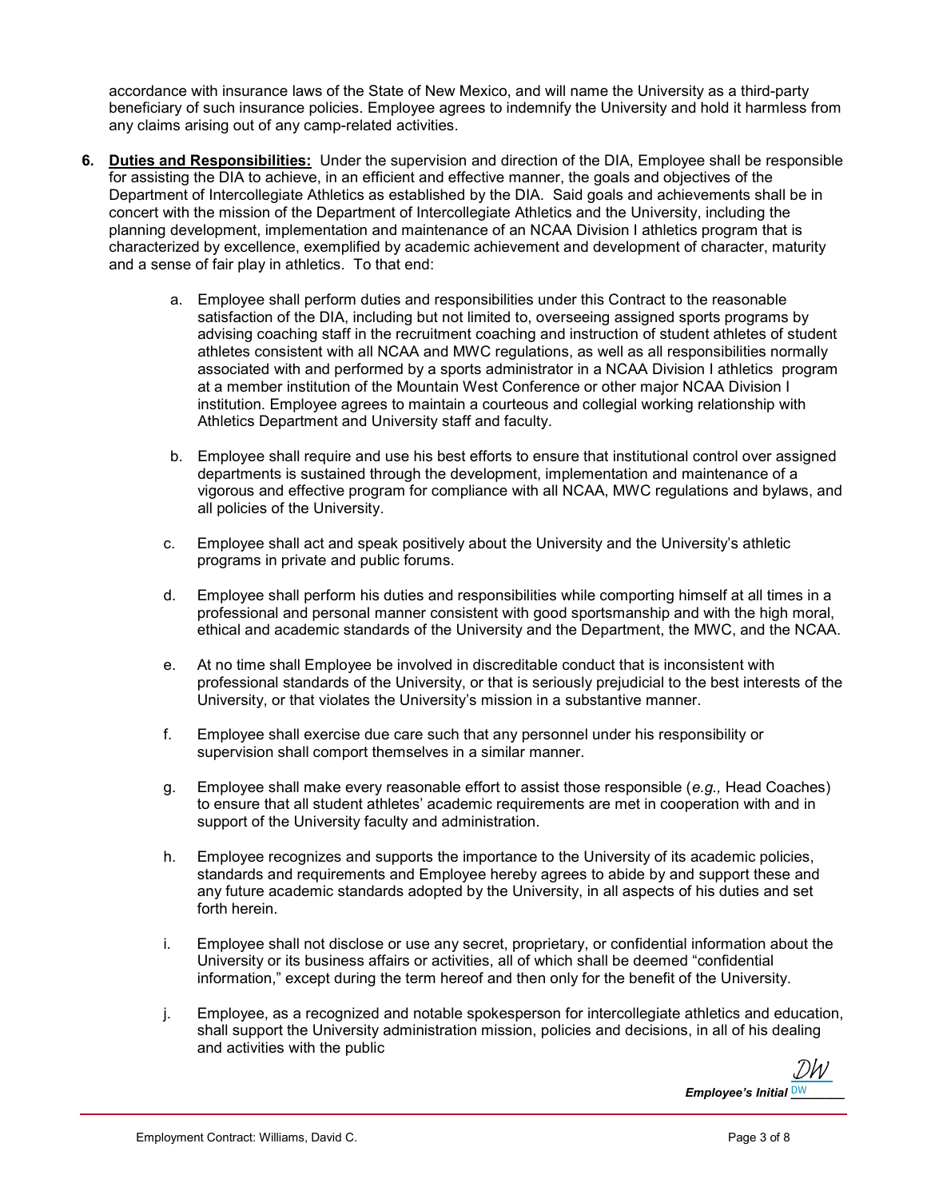accordance with insurance laws of the State of New Mexico, and will name the University as a third-party beneficiary of such insurance policies. Employee agrees to indemnify the University and hold it harmless from any claims arising out of any camp-related activities.

6. **Duties and Responsibilities:** Under the supervision and direction of the DIA, Employee shall be responsible for assisting the DIA to achieve, in an efficient and effective manner, the goals and objectives of the Department of Intercollegiate Athletics as established by the DIA. Said goals and achievements shall be in concert with the mission of the Department of Intercollegiate Athletics and the University, including the planning development, implementation and maintenance of an NCAA Division I athletics program that is characterized by excellence, exemplified by academic achievement and development of character, maturity and a sense of fair play in athletics. To that end:

   a. Employee shall perform duties and responsibilities under this Contract to the reasonable satisfaction of the DIA, including but not limited to, overseeing assigned sports programs by advising coaching staff in the recruitment coaching and instruction of student athletes of student athletes consistent with all NCAA and MWC regulations, as well as all responsibilities normally associated with and performed by a sports administrator in a NCAA Division I athletics program at a member institution of the Mountain West Conference or other major NCAA Division I institution. Employee agrees to maintain a courteous and collegial working relationship with Athletics Department and University staff and faculty.

   b. Employee shall require and use his best efforts to ensure that institutional control over assigned departments is sustained through the development, implementation and maintenance of a vigorous and effective program for compliance with all NCAA, MWC regulations and bylaws, and all policies of the University.

   c. Employee shall act and speak positively about the University and the University's athletic programs in private and public forums.

   d. Employee shall perform his duties and responsibilities while comporting himself at all times in a professional and personal manner consistent with good sportsmanship and with the high moral, ethical and academic standards of the University and the Department, the MWC, and the NCAA.

   e. At no time shall Employee be involved in discreditable conduct that is inconsistent with professional standards of the University, or that is seriously prejudicial to the best interests of the University, or that violates the University's mission in a substantive manner.

   f. Employee shall exercise due care such that any personnel under his responsibility or supervision shall comport themselves in a similar manner.

   g. Employee shall make every reasonable effort to assist those responsible (*e.g.,* Head Coaches) to ensure that all student athletes' academic requirements are met in cooperation with and in support of the University faculty and administration.

   h. Employee recognizes and supports the importance to the University of its academic policies, standards and requirements and Employee hereby agrees to abide by and support these and any future academic standards adopted by the University, in all aspects of his duties and set forth herein.

   i. Employee shall not disclose or use any secret, proprietary, or confidential information about the University or its business affairs or activities, all of which shall be deemed "confidential information," except during the term hereof and then only for the benefit of the University.

   j. Employee, as a recognized and notable spokesperson for intercollegiate athletics and education, shall support the University administration mission, policies and decisions, in all of his dealing and activities with the public

*DW*

***Employee's Initial*** DW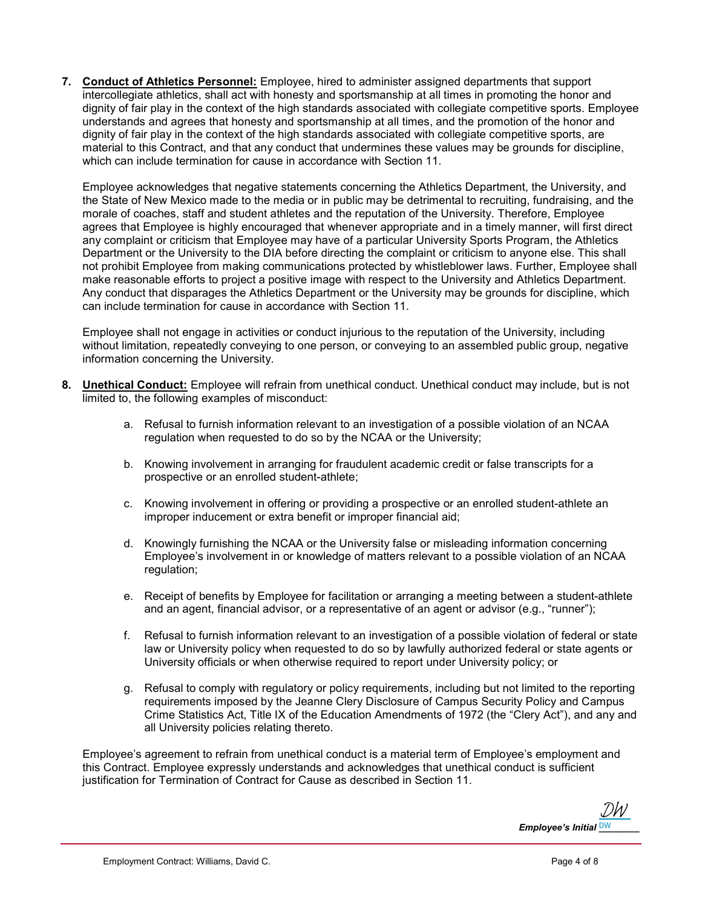7. **Conduct of Athletics Personnel:** Employee, hired to administer assigned departments that support intercollegiate athletics, shall act with honesty and sportsmanship at all times in promoting the honor and dignity of fair play in the context of the high standards associated with collegiate competitive sports. Employee understands and agrees that honesty and sportsmanship at all times, and the promotion of the honor and dignity of fair play in the context of the high standards associated with collegiate competitive sports, are material to this Contract, and that any conduct that undermines these values may be grounds for discipline, which can include termination for cause in accordance with Section 11.

   Employee acknowledges that negative statements concerning the Athletics Department, the University, and the State of New Mexico made to the media or in public may be detrimental to recruiting, fundraising, and the morale of coaches, staff and student athletes and the reputation of the University. Therefore, Employee agrees that Employee is highly encouraged that whenever appropriate and in a timely manner, will first direct any complaint or criticism that Employee may have of a particular University Sports Program, the Athletics Department or the University to the DIA before directing the complaint or criticism to anyone else. This shall not prohibit Employee from making communications protected by whistleblower laws. Further, Employee shall make reasonable efforts to project a positive image with respect to the University and Athletics Department. Any conduct that disparages the Athletics Department or the University may be grounds for discipline, which can include termination for cause in accordance with Section 11.

   Employee shall not engage in activities or conduct injurious to the reputation of the University, including without limitation, repeatedly conveying to one person, or conveying to an assembled public group, negative information concerning the University.

8. **Unethical Conduct:** Employee will refrain from unethical conduct. Unethical conduct may include, but is not limited to, the following examples of misconduct:

   a. Refusal to furnish information relevant to an investigation of a possible violation of an NCAA regulation when requested to do so by the NCAA or the University;

   b. Knowing involvement in arranging for fraudulent academic credit or false transcripts for a prospective or an enrolled student-athlete;

   c. Knowing involvement in offering or providing a prospective or an enrolled student-athlete an improper inducement or extra benefit or improper financial aid;

   d. Knowingly furnishing the NCAA or the University false or misleading information concerning Employee's involvement in or knowledge of matters relevant to a possible violation of an NCAA regulation;

   e. Receipt of benefits by Employee for facilitation or arranging a meeting between a student-athlete and an agent, financial advisor, or a representative of an agent or advisor (e.g., "runner");

   f. Refusal to furnish information relevant to an investigation of a possible violation of federal or state law or University policy when requested to do so by lawfully authorized federal or state agents or University officials or when otherwise required to report under University policy; or

   g. Refusal to comply with regulatory or policy requirements, including but not limited to the reporting requirements imposed by the Jeanne Clery Disclosure of Campus Security Policy and Campus Crime Statistics Act, Title IX of the Education Amendments of 1972 (the "Clery Act"), and any and all University policies relating thereto.

   Employee's agreement to refrain from unethical conduct is a material term of Employee's employment and this Contract. Employee expressly understands and acknowledges that unethical conduct is sufficient justification for Termination of Contract for Cause as described in Section 11.

*Employee's Initial* DW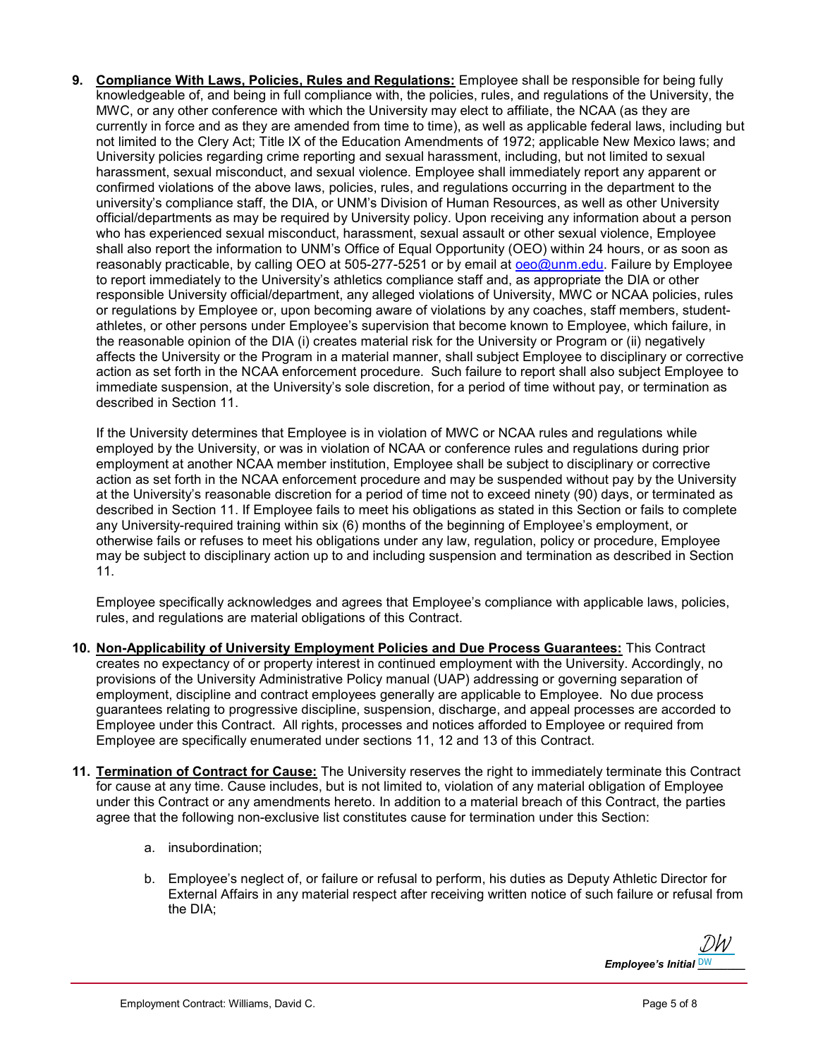9. **<u>Compliance With Laws, Policies, Rules and Regulations:</u>** Employee shall be responsible for being fully knowledgeable of, and being in full compliance with, the policies, rules, and regulations of the University, the MWC, or any other conference with which the University may elect to affiliate, the NCAA (as they are currently in force and as they are amended from time to time), as well as applicable federal laws, including but not limited to the Clery Act; Title IX of the Education Amendments of 1972; applicable New Mexico laws; and University policies regarding crime reporting and sexual harassment, including, but not limited to sexual harassment, sexual misconduct, and sexual violence. Employee shall immediately report any apparent or confirmed violations of the above laws, policies, rules, and regulations occurring in the department to the university's compliance staff, the DIA, or UNM's Division of Human Resources, as well as other University official/departments as may be required by University policy. Upon receiving any information about a person who has experienced sexual misconduct, harassment, sexual assault or other sexual violence, Employee shall also report the information to UNM's Office of Equal Opportunity (OEO) within 24 hours, or as soon as reasonably practicable, by calling OEO at 505-277-5251 or by email at oeo@unm.edu. Failure by Employee to report immediately to the University's athletics compliance staff and, as appropriate the DIA or other responsible University official/department, any alleged violations of University, MWC or NCAA policies, rules or regulations by Employee or, upon becoming aware of violations by any coaches, staff members, student-athletes, or other persons under Employee's supervision that become known to Employee, which failure, in the reasonable opinion of the DIA (i) creates material risk for the University or Program or (ii) negatively affects the University or the Program in a material manner, shall subject Employee to disciplinary or corrective action as set forth in the NCAA enforcement procedure. Such failure to report shall also subject Employee to immediate suspension, at the University's sole discretion, for a period of time without pay, or termination as described in Section 11.

   If the University determines that Employee is in violation of MWC or NCAA rules and regulations while employed by the University, or was in violation of NCAA or conference rules and regulations during prior employment at another NCAA member institution, Employee shall be subject to disciplinary or corrective action as set forth in the NCAA enforcement procedure and may be suspended without pay by the University at the University's reasonable discretion for a period of time not to exceed ninety (90) days, or terminated as described in Section 11. If Employee fails to meet his obligations as stated in this Section or fails to complete any University-required training within six (6) months of the beginning of Employee's employment, or otherwise fails or refuses to meet his obligations under any law, regulation, policy or procedure, Employee may be subject to disciplinary action up to and including suspension and termination as described in Section 11.

   Employee specifically acknowledges and agrees that Employee's compliance with applicable laws, policies, rules, and regulations are material obligations of this Contract.

10. **<u>Non-Applicability of University Employment Policies and Due Process Guarantees:</u>** This Contract creates no expectancy of or property interest in continued employment with the University. Accordingly, no provisions of the University Administrative Policy manual (UAP) addressing or governing separation of employment, discipline and contract employees generally are applicable to Employee. No due process guarantees relating to progressive discipline, suspension, discharge, and appeal processes are accorded to Employee under this Contract. All rights, processes and notices afforded to Employee or required from Employee are specifically enumerated under sections 11, 12 and 13 of this Contract.

11. **<u>Termination of Contract for Cause:</u>** The University reserves the right to immediately terminate this Contract for cause at any time. Cause includes, but is not limited to, violation of any material obligation of Employee under this Contract or any amendments hereto. In addition to a material breach of this Contract, the parties agree that the following non-exclusive list constitutes cause for termination under this Section:

    a. insubordination;

    b. Employee's neglect of, or failure or refusal to perform, his duties as Deputy Athletic Director for External Affairs in any material respect after receiving written notice of such failure or refusal from the DIA;

***Employee's Initial*** DW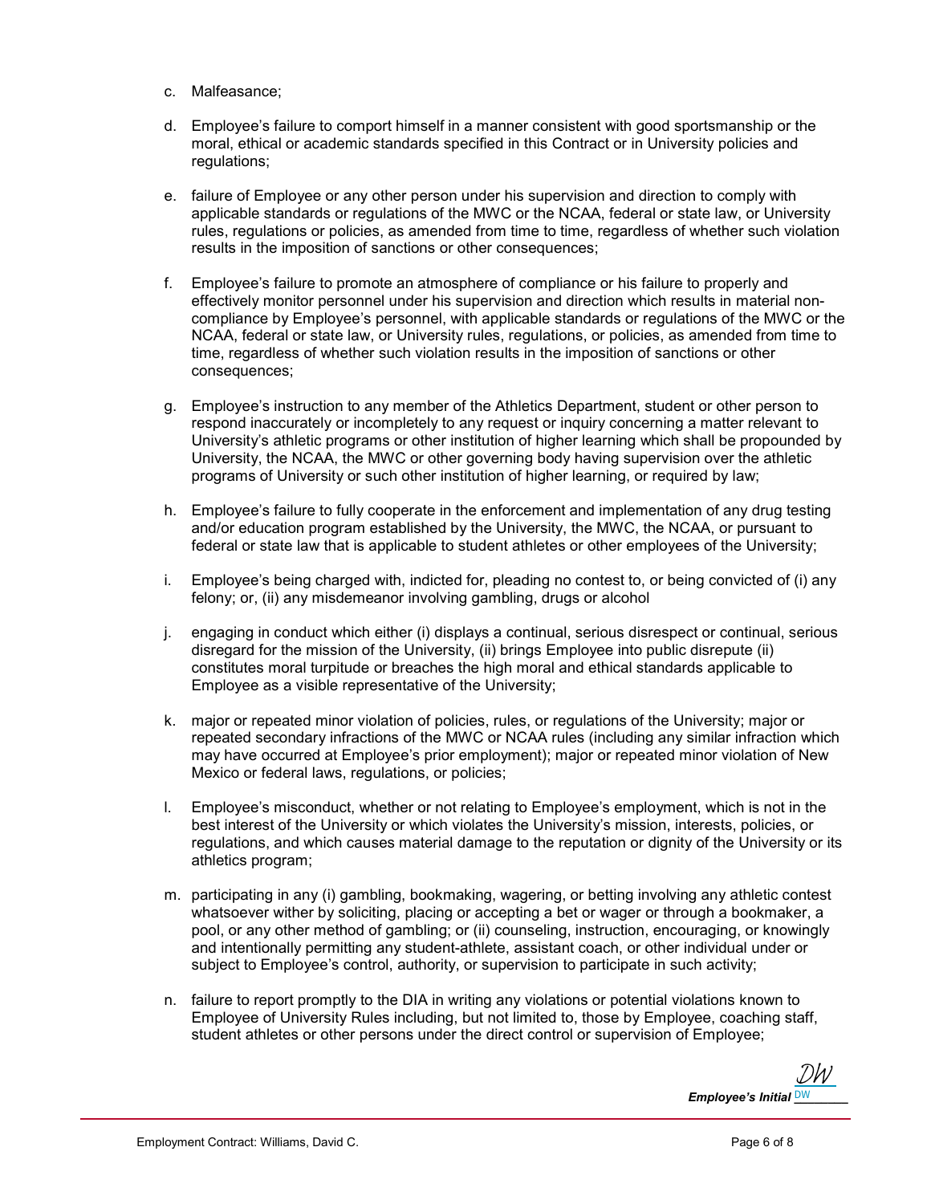c. Malfeasance;

d. Employee's failure to comport himself in a manner consistent with good sportsmanship or the moral, ethical or academic standards specified in this Contract or in University policies and regulations;

e. failure of Employee or any other person under his supervision and direction to comply with applicable standards or regulations of the MWC or the NCAA, federal or state law, or University rules, regulations or policies, as amended from time to time, regardless of whether such violation results in the imposition of sanctions or other consequences;

f. Employee's failure to promote an atmosphere of compliance or his failure to properly and effectively monitor personnel under his supervision and direction which results in material non-compliance by Employee's personnel, with applicable standards or regulations of the MWC or the NCAA, federal or state law, or University rules, regulations, or policies, as amended from time to time, regardless of whether such violation results in the imposition of sanctions or other consequences;

g. Employee's instruction to any member of the Athletics Department, student or other person to respond inaccurately or incompletely to any request or inquiry concerning a matter relevant to University's athletic programs or other institution of higher learning which shall be propounded by University, the NCAA, the MWC or other governing body having supervision over the athletic programs of University or such other institution of higher learning, or required by law;

h. Employee's failure to fully cooperate in the enforcement and implementation of any drug testing and/or education program established by the University, the MWC, the NCAA, or pursuant to federal or state law that is applicable to student athletes or other employees of the University;

i. Employee's being charged with, indicted for, pleading no contest to, or being convicted of (i) any felony; or, (ii) any misdemeanor involving gambling, drugs or alcohol

j. engaging in conduct which either (i) displays a continual, serious disrespect or continual, serious disregard for the mission of the University, (ii) brings Employee into public disrepute (ii) constitutes moral turpitude or breaches the high moral and ethical standards applicable to Employee as a visible representative of the University;

k. major or repeated minor violation of policies, rules, or regulations of the University; major or repeated secondary infractions of the MWC or NCAA rules (including any similar infraction which may have occurred at Employee's prior employment); major or repeated minor violation of New Mexico or federal laws, regulations, or policies;

l. Employee's misconduct, whether or not relating to Employee's employment, which is not in the best interest of the University or which violates the University's mission, interests, policies, or regulations, and which causes material damage to the reputation or dignity of the University or its athletics program;

m. participating in any (i) gambling, bookmaking, wagering, or betting involving any athletic contest whatsoever wither by soliciting, placing or accepting a bet or wager or through a bookmaker, a pool, or any other method of gambling; or (ii) counseling, instruction, encouraging, or knowingly and intentionally permitting any student-athlete, assistant coach, or other individual under or subject to Employee's control, authority, or supervision to participate in such activity;

n. failure to report promptly to the DIA in writing any violations or potential violations known to Employee of University Rules including, but not limited to, those by Employee, coaching staff, student athletes or other persons under the direct control or supervision of Employee;

***Employee's Initial*** DW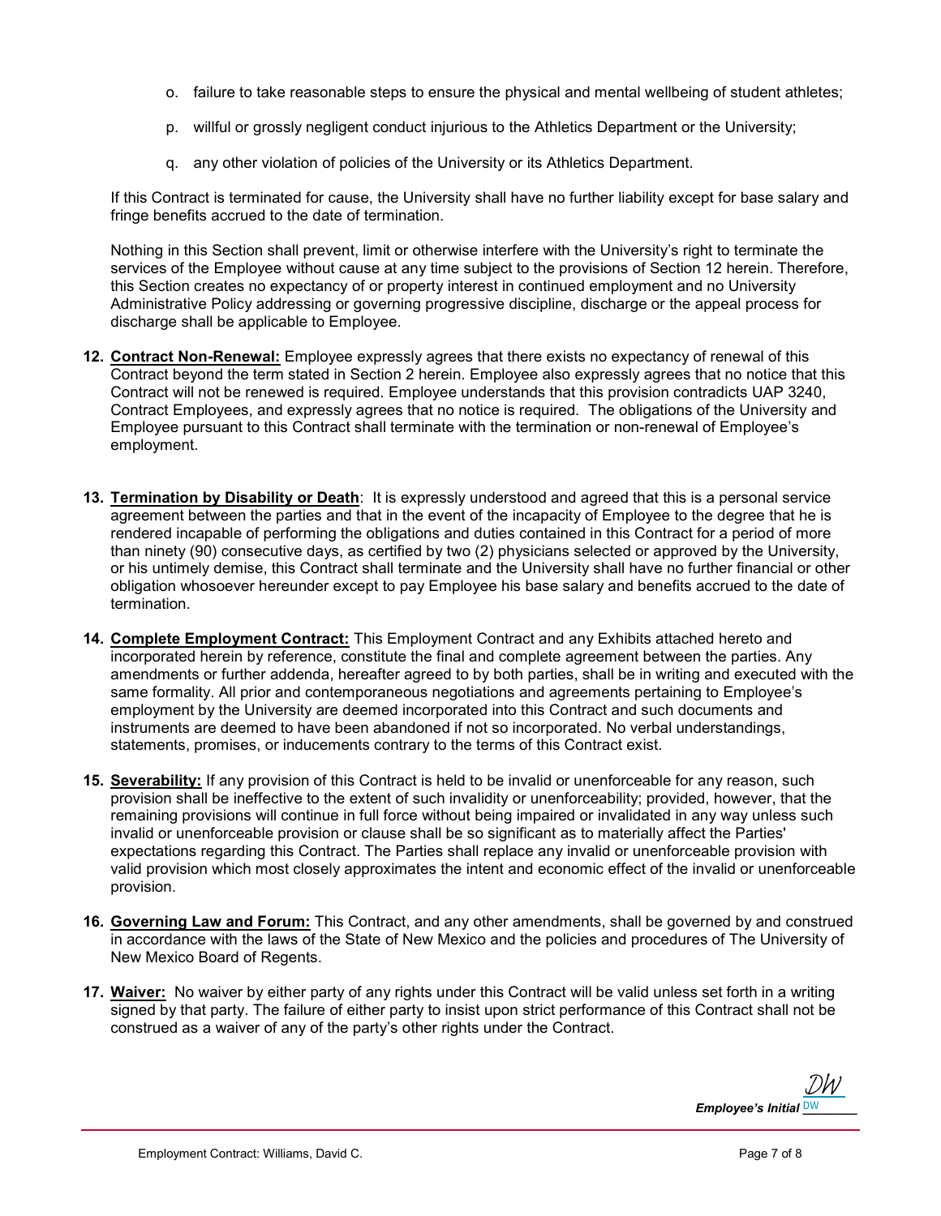o. failure to take reasonable steps to ensure the physical and mental wellbeing of student athletes;

p. willful or grossly negligent conduct injurious to the Athletics Department or the University;

q. any other violation of policies of the University or its Athletics Department.

If this Contract is terminated for cause, the University shall have no further liability except for base salary and fringe benefits accrued to the date of termination.

Nothing in this Section shall prevent, limit or otherwise interfere with the University's right to terminate the services of the Employee without cause at any time subject to the provisions of Section 12 herein. Therefore, this Section creates no expectancy of or property interest in continued employment and no University Administrative Policy addressing or governing progressive discipline, discharge or the appeal process for discharge shall be applicable to Employee.

**12. Contract Non-Renewal:** Employee expressly agrees that there exists no expectancy of renewal of this Contract beyond the term stated in Section 2 herein. Employee also expressly agrees that no notice that this Contract will not be renewed is required. Employee understands that this provision contradicts UAP 3240, Contract Employees, and expressly agrees that no notice is required. The obligations of the University and Employee pursuant to this Contract shall terminate with the termination or non-renewal of Employee's employment.

**13. Termination by Disability or Death**: It is expressly understood and agreed that this is a personal service agreement between the parties and that in the event of the incapacity of Employee to the degree that he is rendered incapable of performing the obligations and duties contained in this Contract for a period of more than ninety (90) consecutive days, as certified by two (2) physicians selected or approved by the University, or his untimely demise, this Contract shall terminate and the University shall have no further financial or other obligation whosoever hereunder except to pay Employee his base salary and benefits accrued to the date of termination.

**14. Complete Employment Contract:** This Employment Contract and any Exhibits attached hereto and incorporated herein by reference, constitute the final and complete agreement between the parties. Any amendments or further addenda, hereafter agreed to by both parties, shall be in writing and executed with the same formality. All prior and contemporaneous negotiations and agreements pertaining to Employee's employment by the University are deemed incorporated into this Contract and such documents and instruments are deemed to have been abandoned if not so incorporated. No verbal understandings, statements, promises, or inducements contrary to the terms of this Contract exist.

**15. Severability:** If any provision of this Contract is held to be invalid or unenforceable for any reason, such provision shall be ineffective to the extent of such invalidity or unenforceability; provided, however, that the remaining provisions will continue in full force without being impaired or invalidated in any way unless such invalid or unenforceable provision or clause shall be so significant as to materially affect the Parties' expectations regarding this Contract. The Parties shall replace any invalid or unenforceable provision with valid provision which most closely approximates the intent and economic effect of the invalid or unenforceable provision.

**16. Governing Law and Forum:** This Contract, and any other amendments, shall be governed by and construed in accordance with the laws of the State of New Mexico and the policies and procedures of The University of New Mexico Board of Regents.

**17. Waiver:** No waiver by either party of any rights under this Contract will be valid unless set forth in a writing signed by that party. The failure of either party to insist upon strict performance of this Contract shall not be construed as a waiver of any of the party's other rights under the Contract.

DW
***Employee's Initial*** DW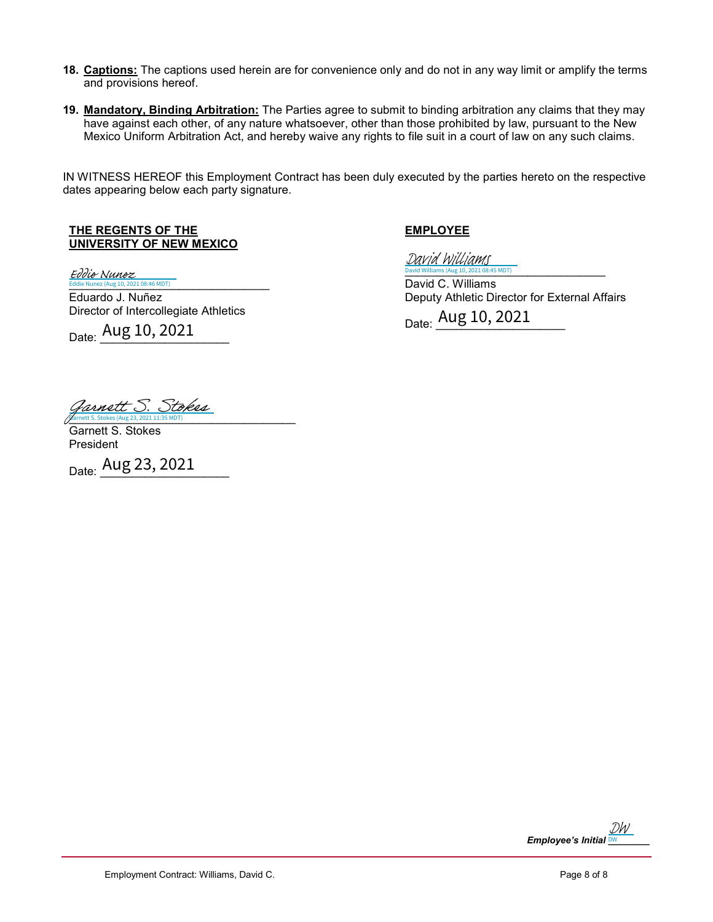18. **Captions:** The captions used herein are for convenience only and do not in any way limit or amplify the terms and provisions hereof.

19. **Mandatory, Binding Arbitration:** The Parties agree to submit to binding arbitration any claims that they may have against each other, of any nature whatsoever, other than those prohibited by law, pursuant to the New Mexico Uniform Arbitration Act, and hereby waive any rights to file suit in a court of law on any such claims.

IN WITNESS HEREOF this Employment Contract has been duly executed by the parties hereto on the respective dates appearing below each party signature.

**THE REGENTS OF THE UNIVERSITY OF NEW MEXICO**

Eddie Nunez
Eddie Nunez (Aug 10, 2021 08:46 MDT)

Eduardo J. Nuñez
Director of Intercollegiate Athletics

Date: Aug 10, 2021

**EMPLOYEE**

David Williams
David Williams (Aug 10, 2021 08:45 MDT)

David C. Williams
Deputy Athletic Director for External Affairs

Date: Aug 10, 2021

Garnett S. Stokes
Garnett S. Stokes (Aug 23, 2021 11:35 MDT)

Garnett S. Stokes
President

Date: Aug 23, 2021

***Employee's Initial*** DW